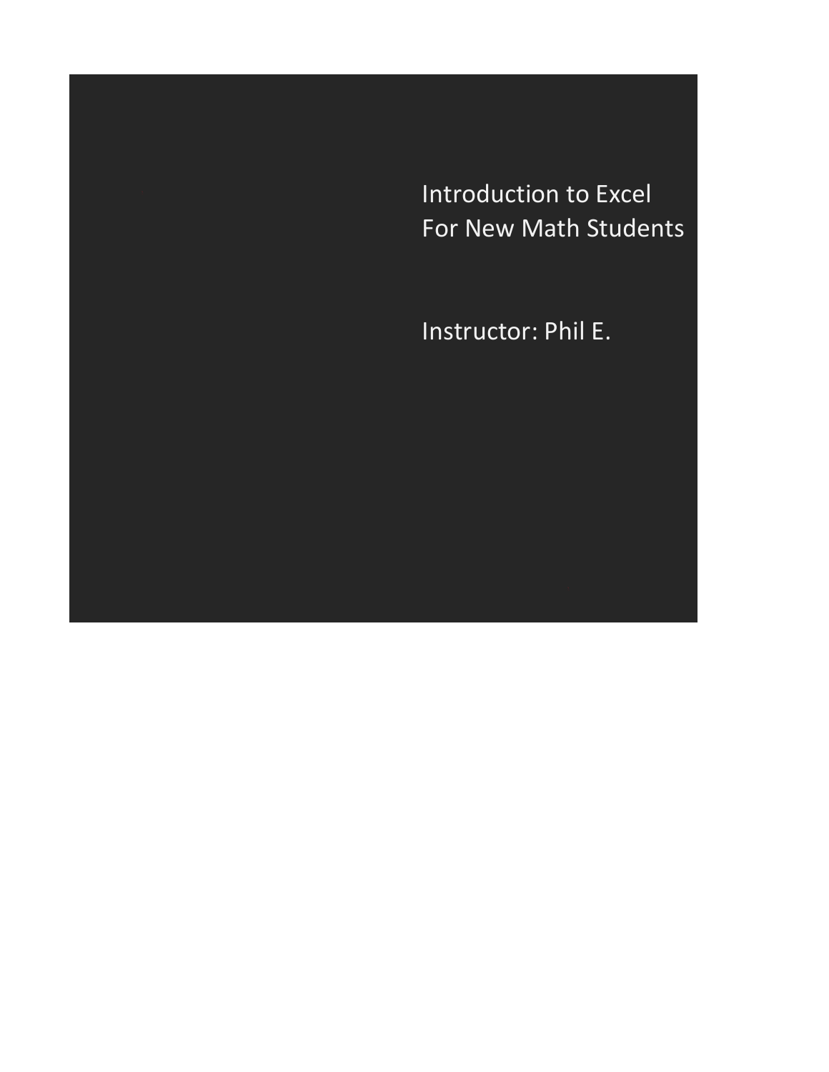# Introduction to Excel
# For New Math Students

Instructor: Phil E.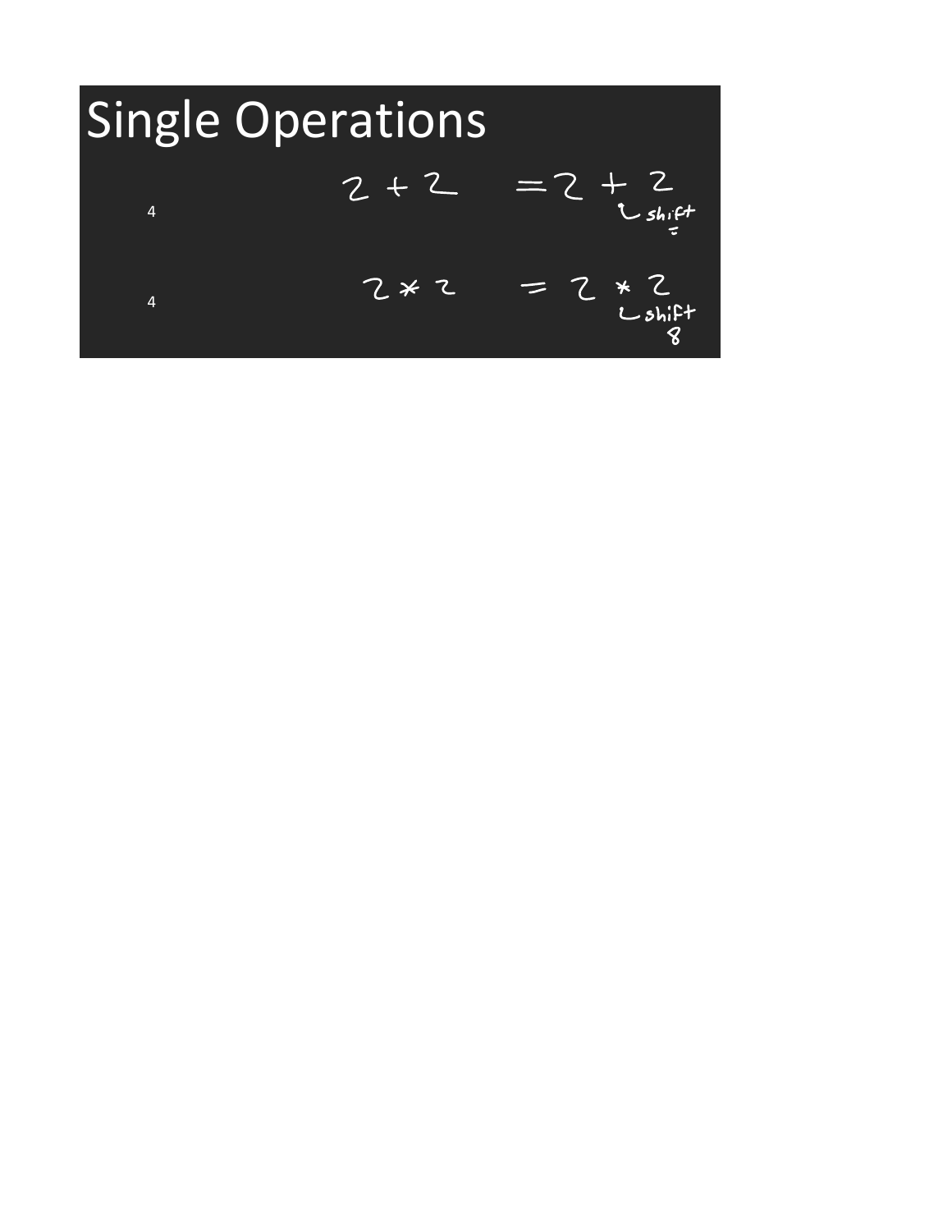# Single Operations

4 2 + 2 =2 + 2

shift =

4 2 * 2 = 2 * 2

shift 8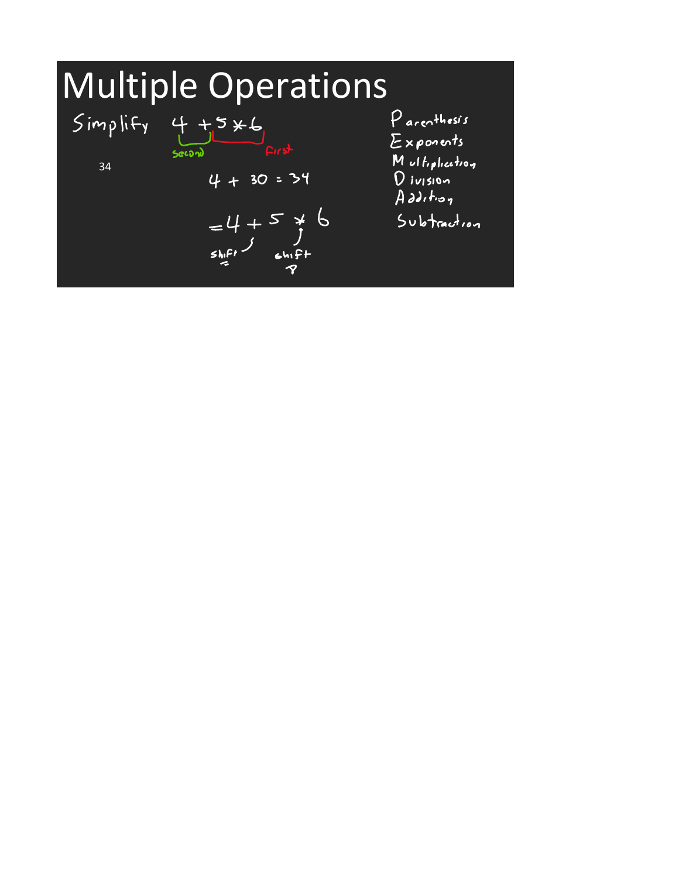# Multiple Operations

Simplify $4 + 5 * 6$

(second: $4 +$; first: $5 * 6$)

34

$4 + 30 = 34$

$= 4 + 5 * 6$

shift = &nbsp;&nbsp;&nbsp; shift 8

Parenthesis
Exponents
Multiplication
Division
Addition
Subtraction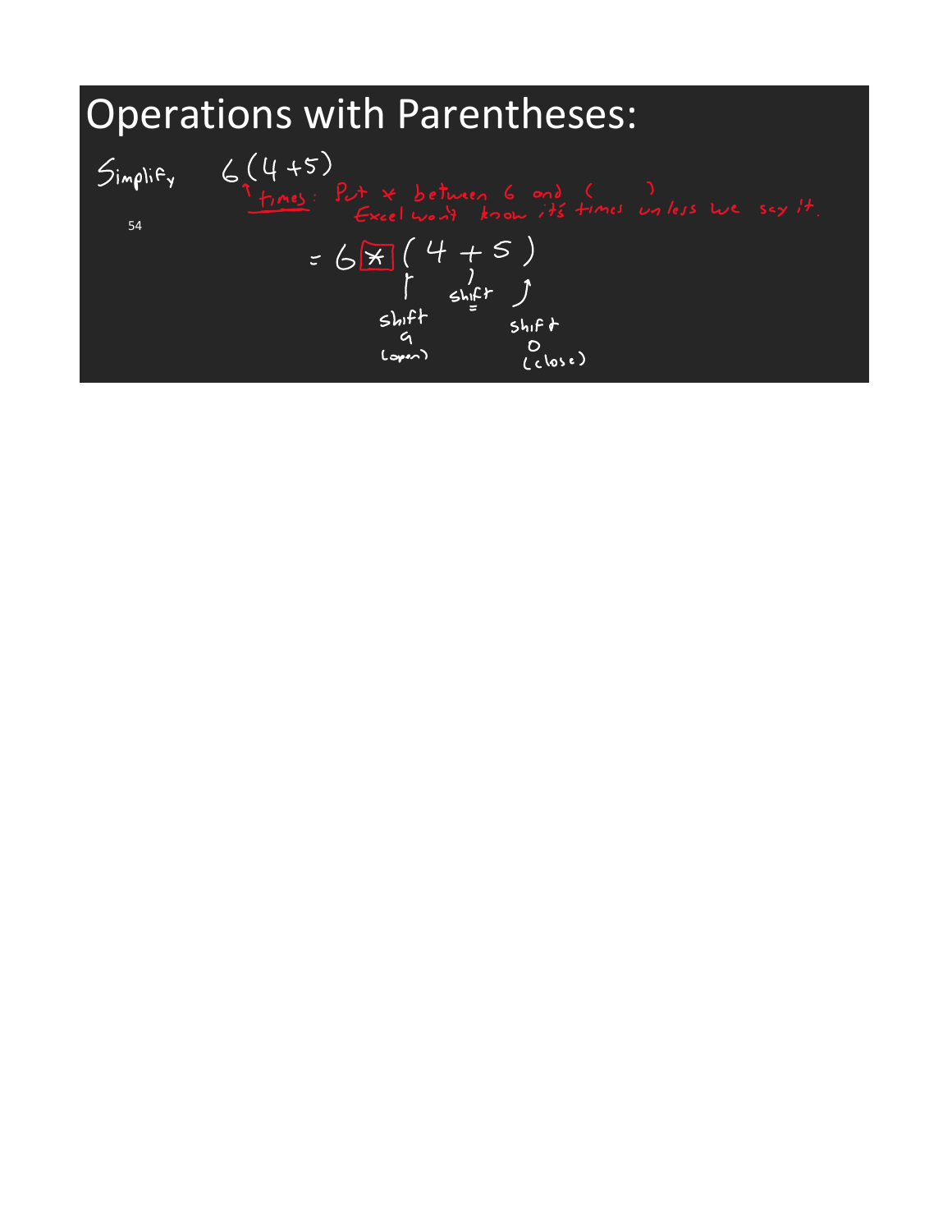# Operations with Parentheses:

Simplify $6(4+5)$

times: Put * between 6 and ( )
Excel won't know it's times unless we say it.

$= 6 * (4 + 5)$

( : shift 9 (open)

+ : shift =

) : shift 0 (close)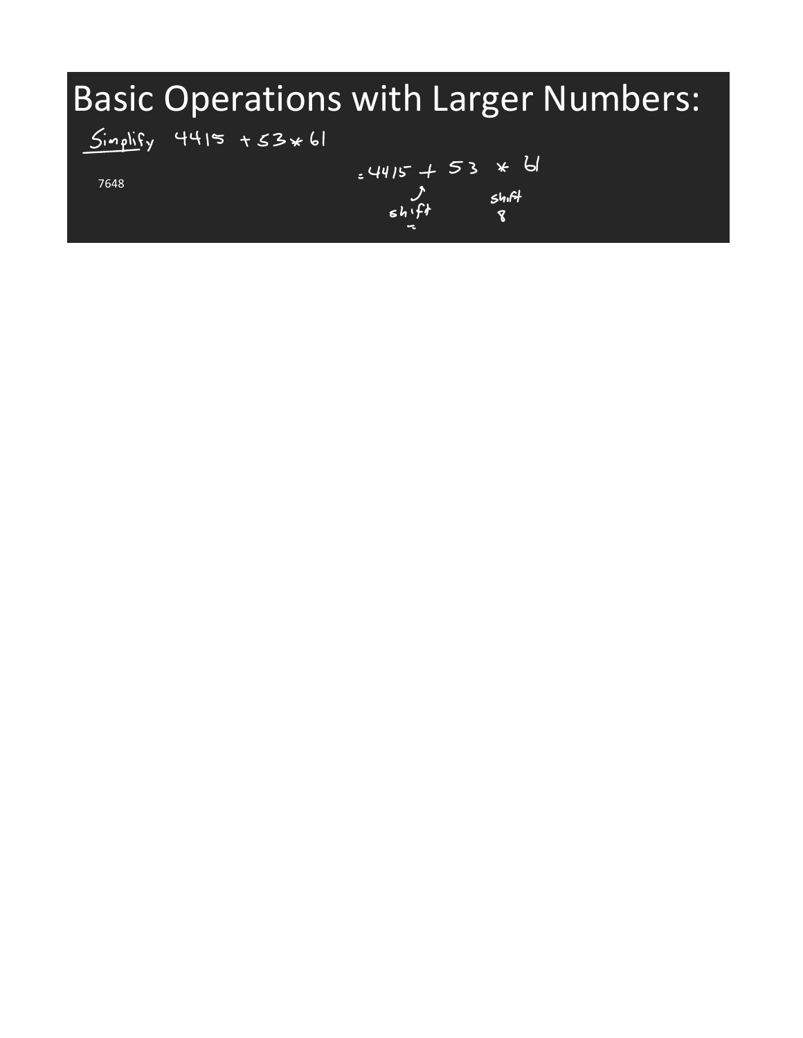# Basic Operations with Larger Numbers:

Simplify $4415 + 53 * 61$

7648

$= 4415 + 53 * 61$

shift = (under +), shift 8 (under *)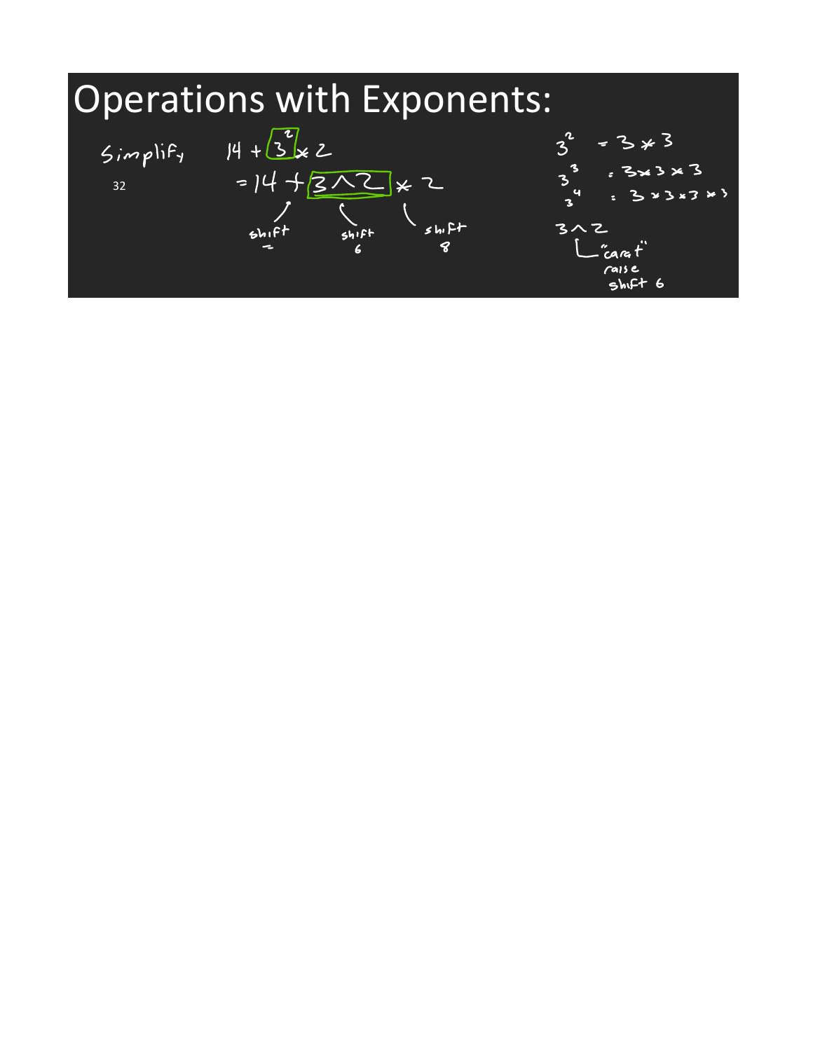# Operations with Exponents:

Simplify $14 + 3^2 * 2$

32

$= 14 + 3 \wedge 2 * 2$

shift = &nbsp;&nbsp;&nbsp; shift 6 &nbsp;&nbsp;&nbsp; shift 8

$3^2 = 3 * 3$

$3^3 = 3 * 3 * 3$

$3^4 = 3 * 3 * 3 * 3$

$3 \wedge 2$

"caret"
raise
shift 6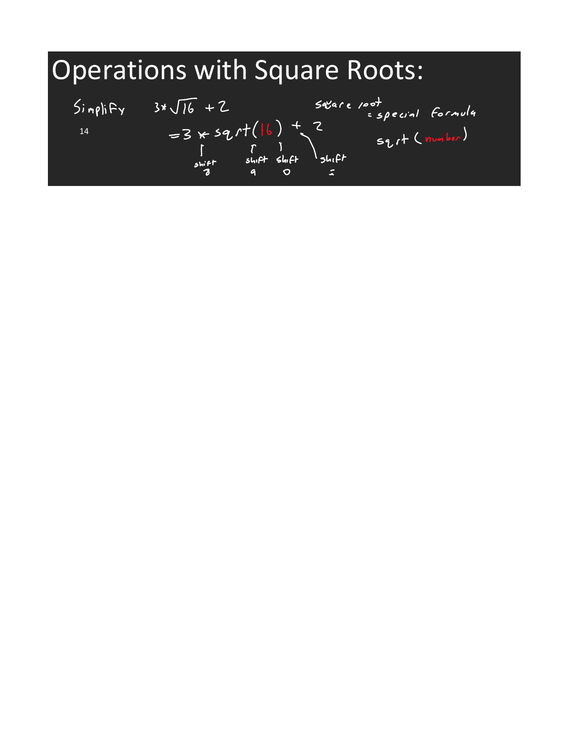# Operations with Square Roots:

Simplify $3 * \sqrt{16} + 2$

14

= 3 * sqrt(16) + 2

shift 8 (*), shift 9 ( ( ), shift 0 ( ) ), shift = (+)

square root = special formula

sqrt ( number )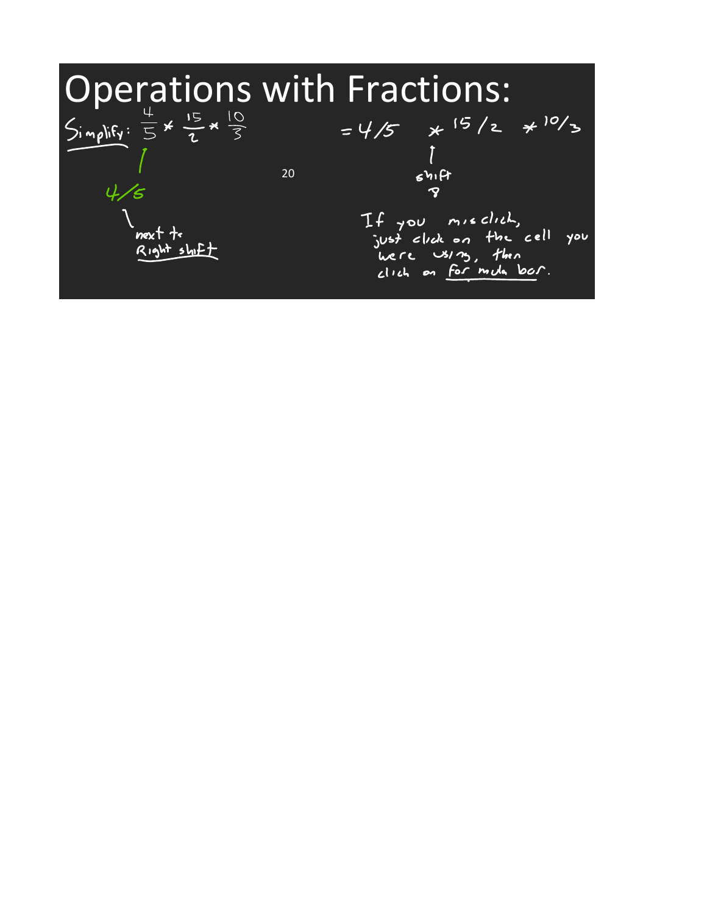# Operations with Fractions:

Simplify: $\frac{4}{5} * \frac{15}{2} * \frac{10}{3}$

$= 4/5 \quad * 15/2 \quad * 10/3$

4/5 — next to Right shift

20

$*$ — shift 8

If you misclick, just click on the cell you were using, then click on formula bar.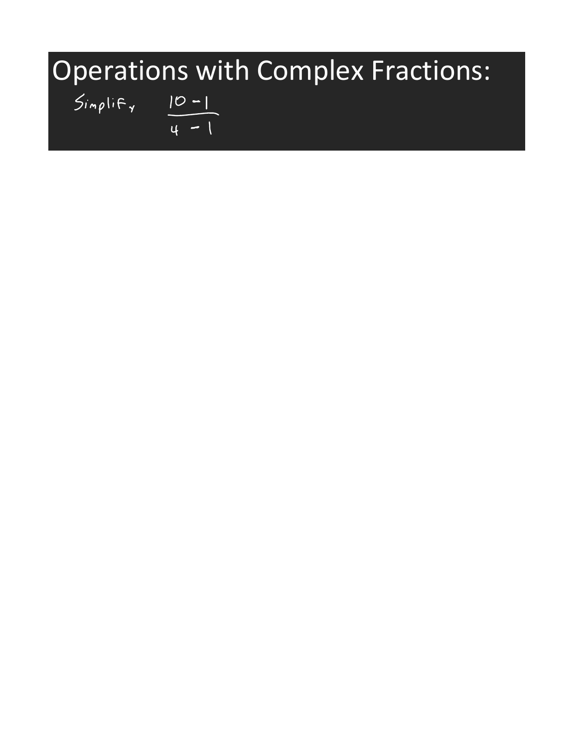# Operations with Complex Fractions:

Simplify $\dfrac{10 - 1}{4 - 1}$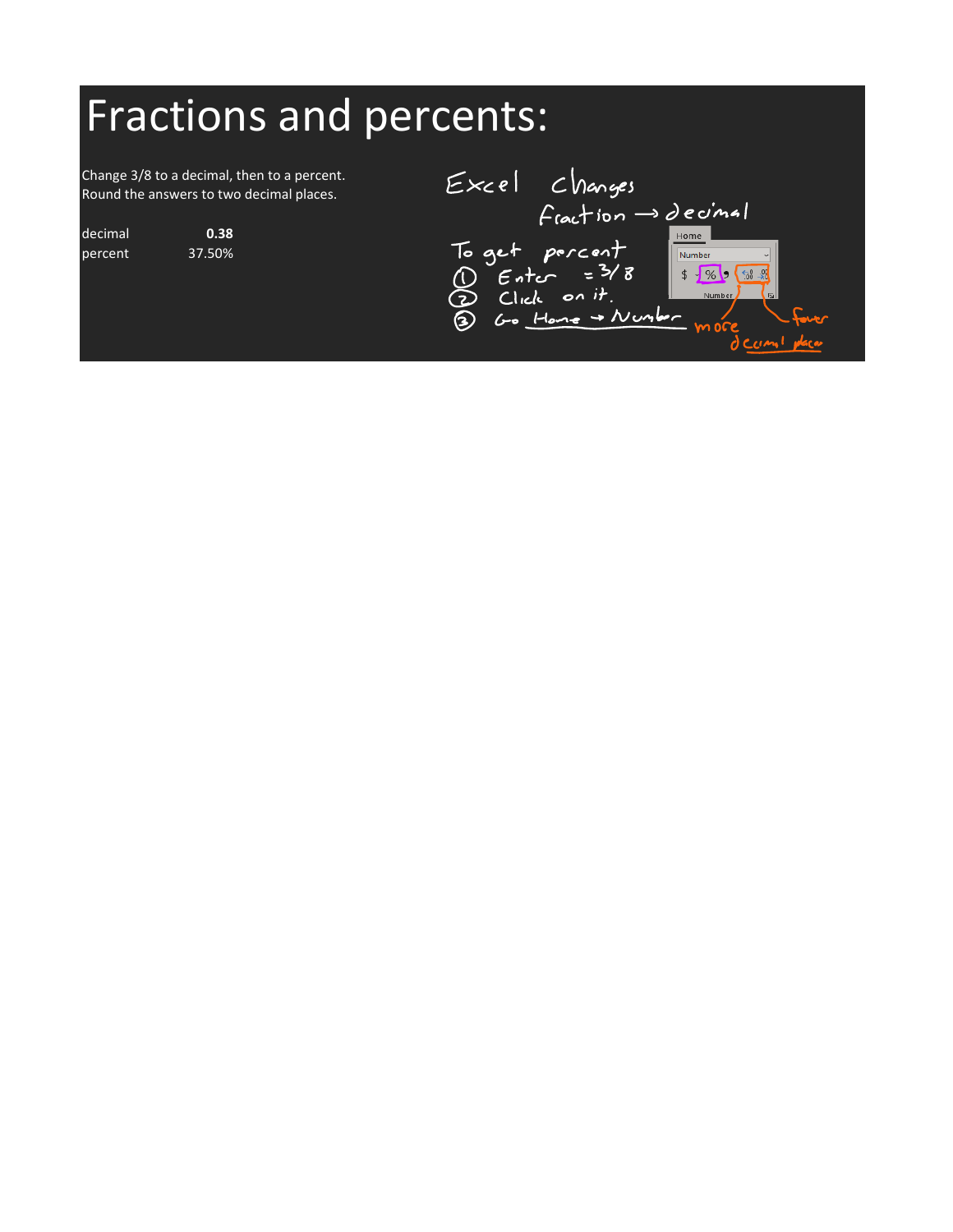# Fractions and percents:

Change 3/8 to a decimal, then to a percent.
Round the answers to two decimal places.

| | |
|---|---|
| decimal | **0.38** |
| percent | 37.50% |

Excel changes
fraction → decimal

To get percent
1. Enter =3/8
2. Click on it.
3. Go Home → Number

more decimal places
fewer decimal places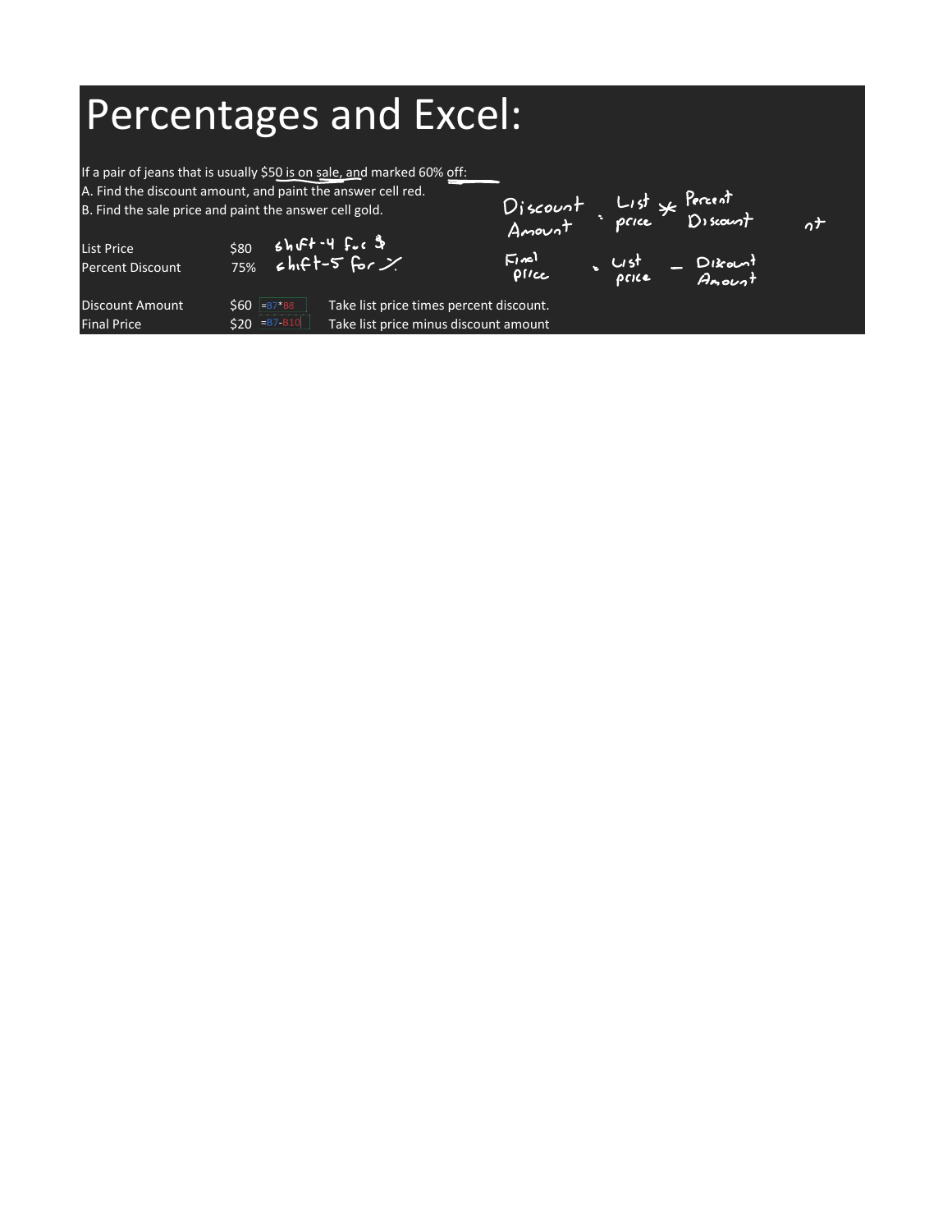# Percentages and Excel:

If a pair of jeans that is usually $50 is on sale, and marked 60% off:
A. Find the discount amount, and paint the answer cell red.
B. Find the sale price and paint the answer cell gold.

| | | | |
|---|---|---|---|
| List Price | $80 | shift-4 for $ | |
| Percent Discount | 75% | shift-5 for % | |
| | | | |
| Discount Amount | $60 | =B7*B8 | Take list price times percent discount. |
| Final Price | $20 | =B7-B10 | Take list price minus discount amount |

Discount Amount = List price * Percent Discount

Final price = List price − Discount Amount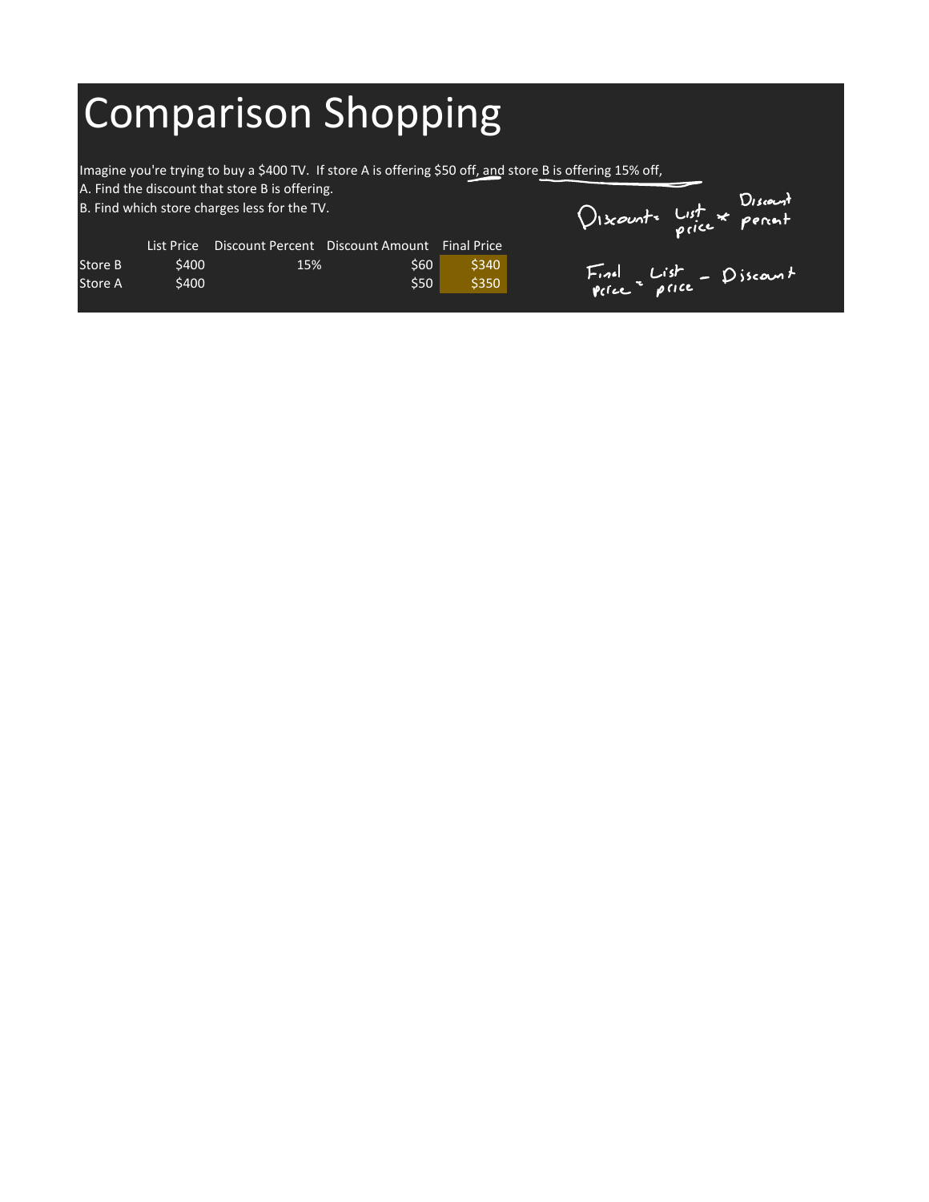# Comparison Shopping

Imagine you're trying to buy a $400 TV. If store A is offering $50 off, and store B is offering 15% off,

A. Find the discount that store B is offering.

B. Find which store charges less for the TV.

| | List Price | Discount Percent | Discount Amount | Final Price |
|---|---|---|---|---|
| Store B | $400 | 15% | $60 | $340 |
| Store A | $400 | | $50 | $350 |

Discount = List price * Discount percent

Final price = List price - Discount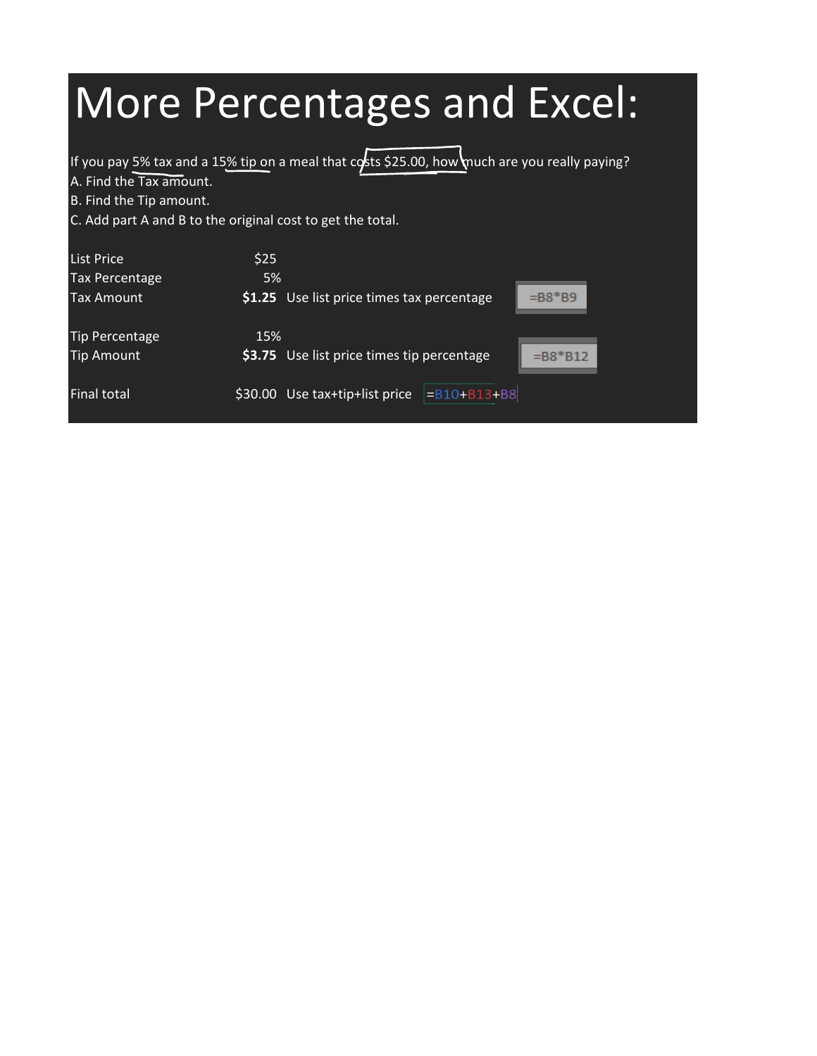# More Percentages and Excel:

If you pay 5% tax and a 15% tip on a meal that costs $25.00, how much are you really paying?

A. Find the Tax amount.

B. Find the Tip amount.

C. Add part A and B to the original cost to get the total.

| | | | |
|---|---|---|---|
| List Price | $25 | | |
| Tax Percentage | 5% | | |
| Tax Amount | **$1.25** | Use list price times tax percentage | =B8*B9 |
| | | | |
| Tip Percentage | 15% | | |
| Tip Amount | **$3.75** | Use list price times tip percentage | =B8*B12 |
| | | | |
| Final total | $30.00 | Use tax+tip+list price | =B10+B13+B8 |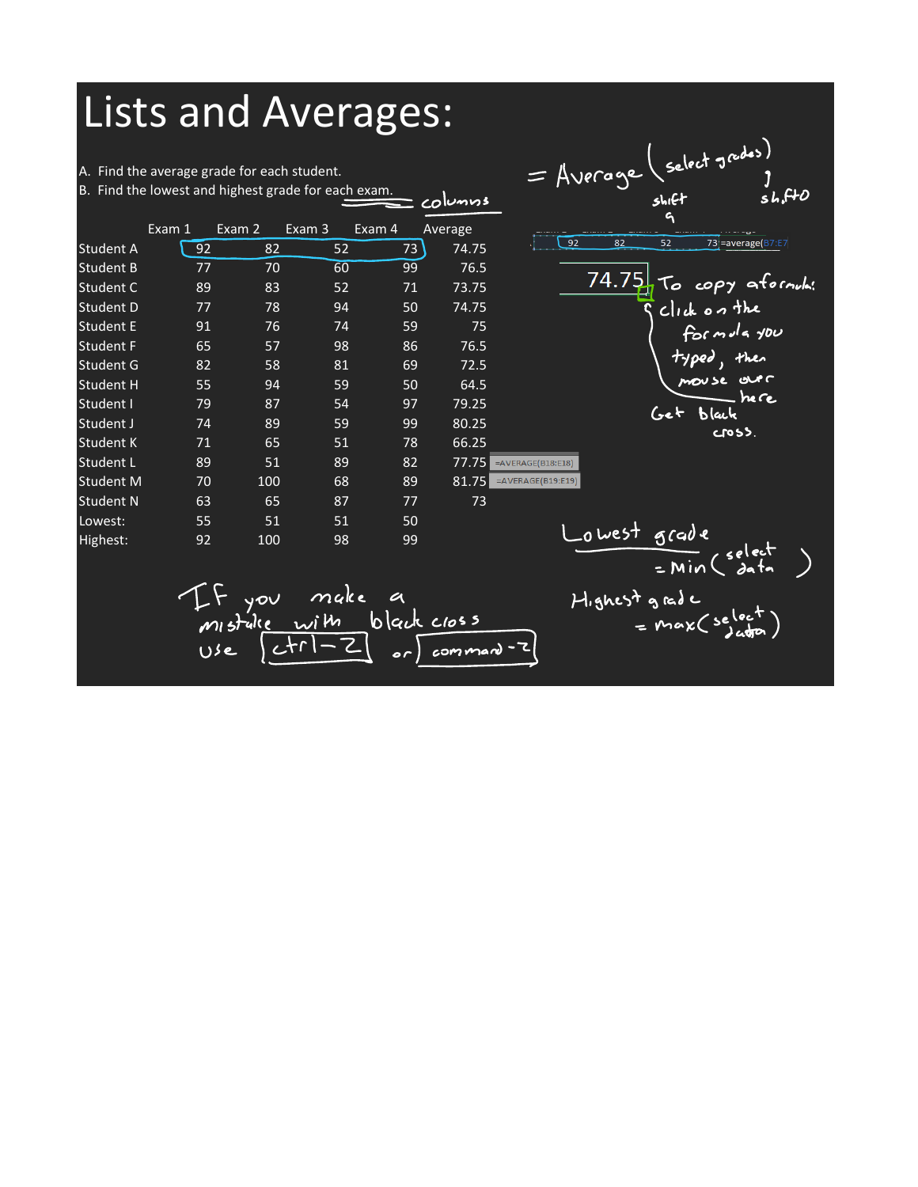# Lists and Averages:

A. Find the average grade for each student.
B. Find the lowest and highest grade for each exam. ═ columns

|  | Exam 1 | Exam 2 | Exam 3 | Exam 4 | Average |
|---|---|---|---|---|---|
| Student A | 92 | 82 | 52 | 73 | 74.75 |
| Student B | 77 | 70 | 60 | 99 | 76.5 |
| Student C | 89 | 83 | 52 | 71 | 73.75 |
| Student D | 77 | 78 | 94 | 50 | 74.75 |
| Student E | 91 | 76 | 74 | 59 | 75 |
| Student F | 65 | 57 | 98 | 86 | 76.5 |
| Student G | 82 | 58 | 81 | 69 | 72.5 |
| Student H | 55 | 94 | 59 | 50 | 64.5 |
| Student I | 79 | 87 | 54 | 97 | 79.25 |
| Student J | 74 | 89 | 59 | 99 | 80.25 |
| Student K | 71 | 65 | 51 | 78 | 66.25 |
| Student L | 89 | 51 | 89 | 82 | 77.75 |
| Student M | 70 | 100 | 68 | 89 | 81.75 |
| Student N | 63 | 65 | 87 | 77 | 73 |
| Lowest: | 55 | 51 | 51 | 50 |  |
| Highest: | 92 | 100 | 98 | 99 |  |

=AVERAGE(B18:E18)

=AVERAGE(B19:E19)

= Average(select grades)

shift 9 ... shift 0

| 92 | 82 | 52 | 73 | =average(B7:E7 |
|---|---|---|---|---|

74.75

To copy a formula: click on the formula you typed, then mouse over here. Get black cross.

Lowest grade = Min(select data)

Highest grade = max(select data)

If you make a mistake with black cross use ctrl-Z or command-Z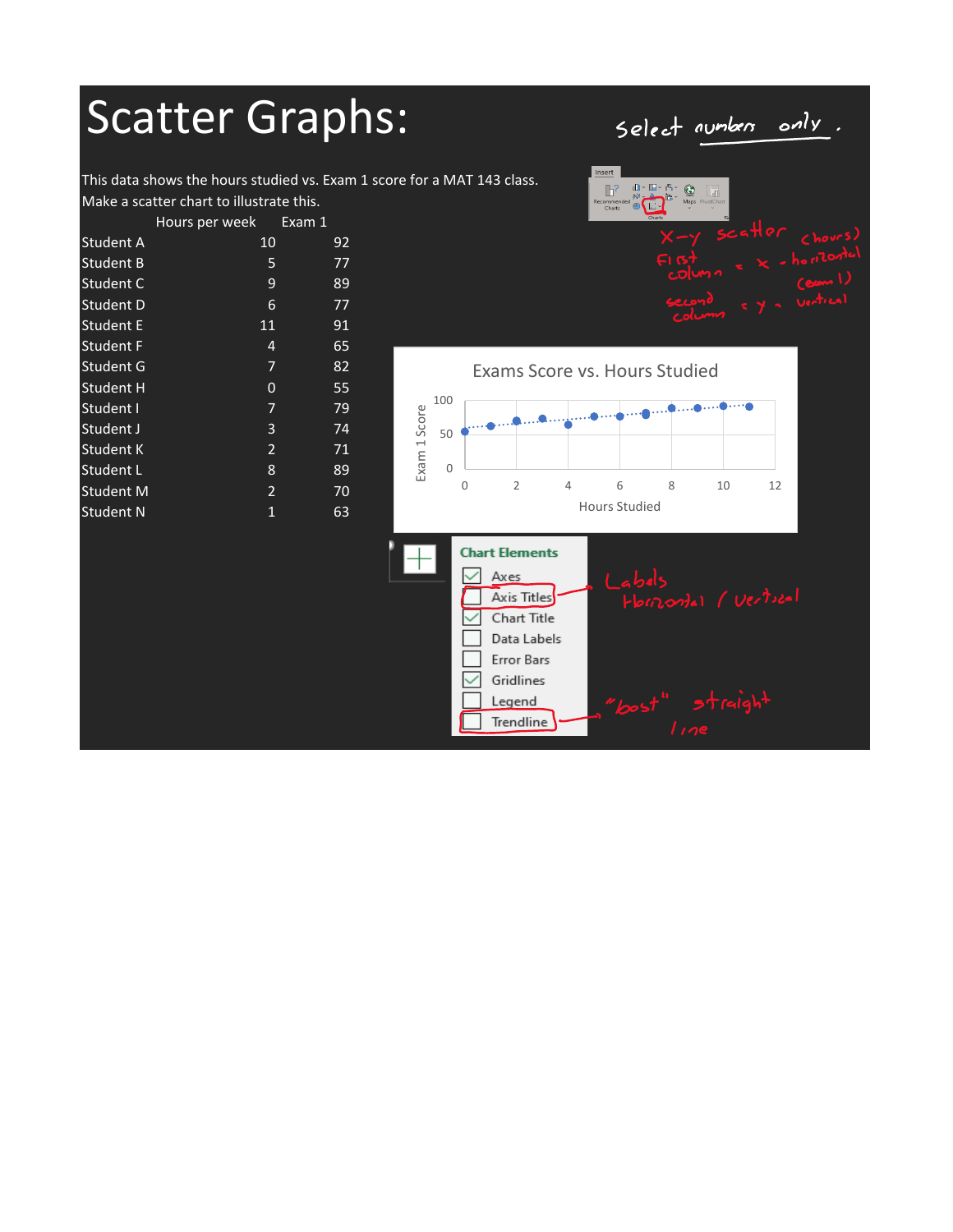# Scatter Graphs:

select numbers only.

This data shows the hours studied vs. Exam 1 score for a MAT 143 class. Make a scatter chart to illustrate this.

| | Hours per week | Exam 1 |
|---|---|---|
| Student A | 10 | 92 |
| Student B | 5 | 77 |
| Student C | 9 | 89 |
| Student D | 6 | 77 |
| Student E | 11 | 91 |
| Student F | 4 | 65 |
| Student G | 7 | 82 |
| Student H | 0 | 55 |
| Student I | 7 | 79 |
| Student J | 3 | 74 |
| Student K | 2 | 71 |
| Student L | 8 | 89 |
| Student M | 2 | 70 |
| Student N | 1 | 63 |

Insert → Charts

X-y scatter (hours)

First column = x - horizontal

(exam 1) second column = y - vertical

Exams Score vs. Hours Studied

Exam 1 Score: 0, 50, 100

Hours Studied: 0, 2, 4, 6, 8, 10, 12

Chart Elements

- Axes
- Axis Titles → Labels Horizontal / Vertical
- Chart Title
- Data Labels
- Error Bars
- Gridlines
- Legend
- Trendline → "best" straight line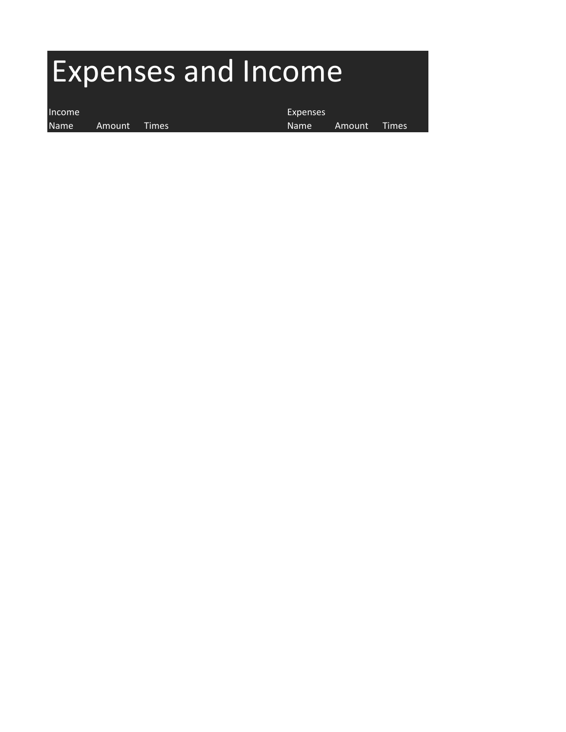# Expenses and Income

| Income | | | | | Expenses | | |
|---|---|---|---|---|---|---|---|
| Name | Amount | Times | | | Name | Amount | Times |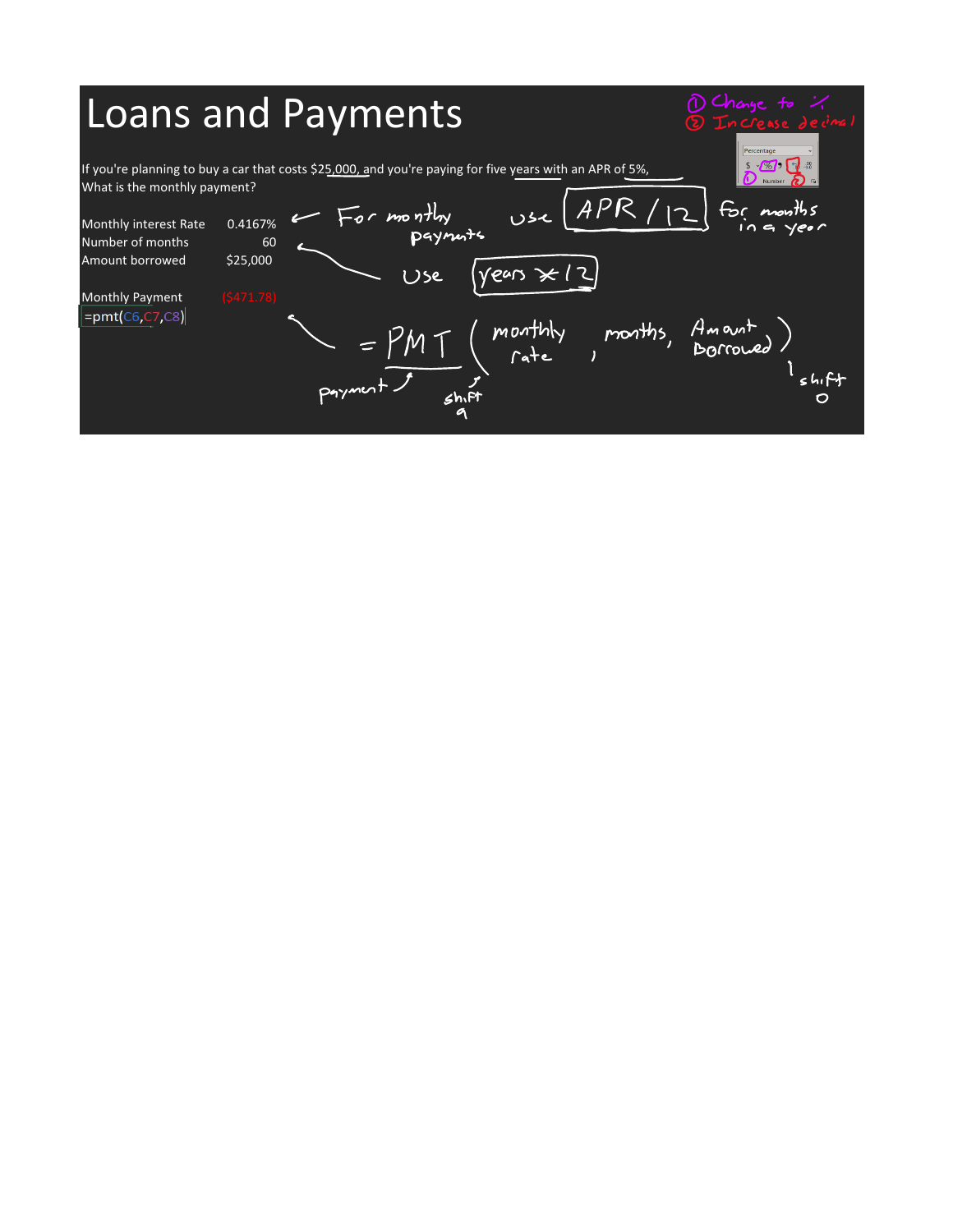# Loans and Payments

① Change to %
② Increase decimal

If you're planning to buy a car that costs $25,000, and you're paying for five years with an APR of 5%,
What is the monthly payment?

| | |
|---|---|
| Monthly interest Rate | 0.4167% |
| Number of months | 60 |
| Amount borrowed | $25,000 |
| | |
| Monthly Payment | ($471.78) |

```
=pmt(C6,C7,C8)
```

← For monthly payments use APR / 12 for months in a year

Use years × 12

= PMT ( monthly rate , months, Amount Borrowed )

payment, shift 9, shift 0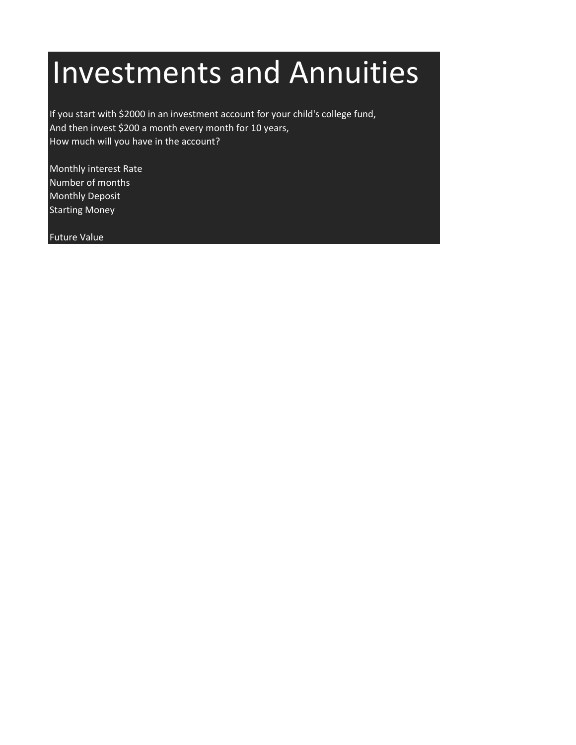# Investments and Annuities

If you start with $2000 in an investment account for your child's college fund,
And then invest $200 a month every month for 10 years,
How much will you have in the account?

Monthly interest Rate
Number of months
Monthly Deposit
Starting Money

Future Value